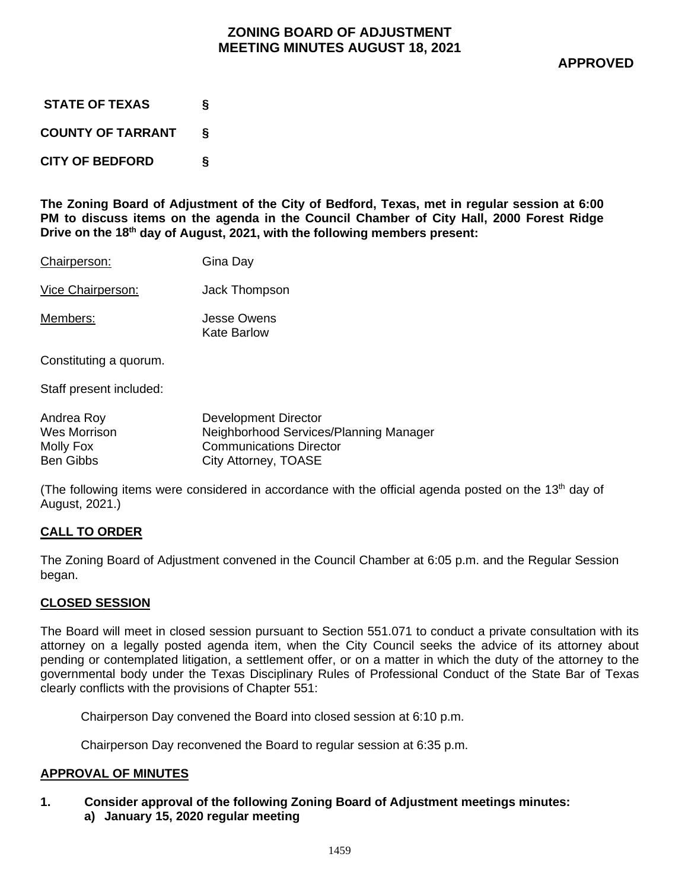# ZONING BOARD OF ADJUSTMENT
# MEETING MINUTES AUGUST 18, 2021

**APPROVED**

**STATE OF TEXAS §**

**COUNTY OF TARRANT §**

**CITY OF BEDFORD §**

**The Zoning Board of Adjustment of the City of Bedford, Texas, met in regular session at 6:00 PM to discuss items on the agenda in the Council Chamber of City Hall, 2000 Forest Ridge Drive on the 18th day of August, 2021, with the following members present:**

| | |
|---|---|
| Chairperson: | Gina Day |
| Vice Chairperson: | Jack Thompson |
| Members: | Jesse Owens<br>Kate Barlow |

Constituting a quorum.

Staff present included:

| | |
|---|---|
| Andrea Roy | Development Director |
| Wes Morrison | Neighborhood Services/Planning Manager |
| Molly Fox | Communications Director |
| Ben Gibbs | City Attorney, TOASE |

(The following items were considered in accordance with the official agenda posted on the 13th day of August, 2021.)

## CALL TO ORDER

The Zoning Board of Adjustment convened in the Council Chamber at 6:05 p.m. and the Regular Session began.

## CLOSED SESSION

The Board will meet in closed session pursuant to Section 551.071 to conduct a private consultation with its attorney on a legally posted agenda item, when the City Council seeks the advice of its attorney about pending or contemplated litigation, a settlement offer, or on a matter in which the duty of the attorney to the governmental body under the Texas Disciplinary Rules of Professional Conduct of the State Bar of Texas clearly conflicts with the provisions of Chapter 551:

Chairperson Day convened the Board into closed session at 6:10 p.m.

Chairperson Day reconvened the Board to regular session at 6:35 p.m.

## APPROVAL OF MINUTES

**1. Consider approval of the following Zoning Board of Adjustment meetings minutes:**
   **a) January 15, 2020 regular meeting**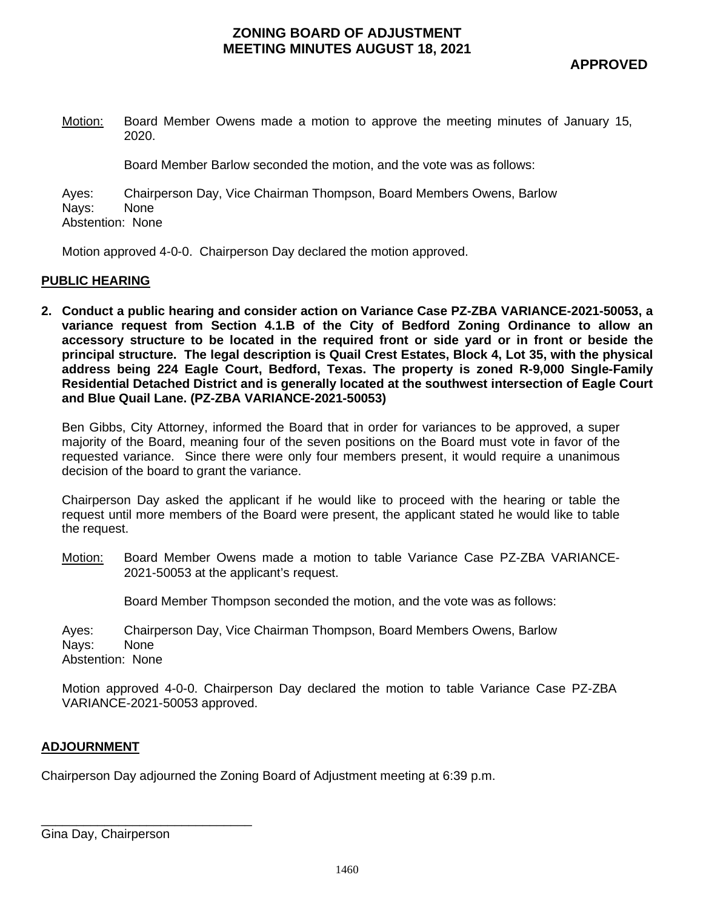**ZONING BOARD OF ADJUSTMENT**
**MEETING MINUTES AUGUST 18, 2021**

**APPROVED**

Motion: Board Member Owens made a motion to approve the meeting minutes of January 15, 2020.

Board Member Barlow seconded the motion, and the vote was as follows:

Ayes: Chairperson Day, Vice Chairman Thompson, Board Members Owens, Barlow
Nays: None
Abstention: None

Motion approved 4-0-0. Chairperson Day declared the motion approved.

## PUBLIC HEARING

**2. Conduct a public hearing and consider action on Variance Case PZ-ZBA VARIANCE-2021-50053, a variance request from Section 4.1.B of the City of Bedford Zoning Ordinance to allow an accessory structure to be located in the required front or side yard or in front or beside the principal structure. The legal description is Quail Crest Estates, Block 4, Lot 35, with the physical address being 224 Eagle Court, Bedford, Texas. The property is zoned R-9,000 Single-Family Residential Detached District and is generally located at the southwest intersection of Eagle Court and Blue Quail Lane. (PZ-ZBA VARIANCE-2021-50053)**

Ben Gibbs, City Attorney, informed the Board that in order for variances to be approved, a super majority of the Board, meaning four of the seven positions on the Board must vote in favor of the requested variance. Since there were only four members present, it would require a unanimous decision of the board to grant the variance.

Chairperson Day asked the applicant if he would like to proceed with the hearing or table the request until more members of the Board were present, the applicant stated he would like to table the request.

Motion: Board Member Owens made a motion to table Variance Case PZ-ZBA VARIANCE-2021-50053 at the applicant's request.

Board Member Thompson seconded the motion, and the vote was as follows:

Ayes: Chairperson Day, Vice Chairman Thompson, Board Members Owens, Barlow
Nays: None
Abstention: None

Motion approved 4-0-0. Chairperson Day declared the motion to table Variance Case PZ-ZBA VARIANCE-2021-50053 approved.

## ADJOURNMENT

Chairperson Day adjourned the Zoning Board of Adjustment meeting at 6:39 p.m.

\_\_\_\_\_\_\_\_\_\_\_\_\_\_\_\_\_\_\_\_\_\_\_\_\_\_\_\_\_\_
Gina Day, Chairperson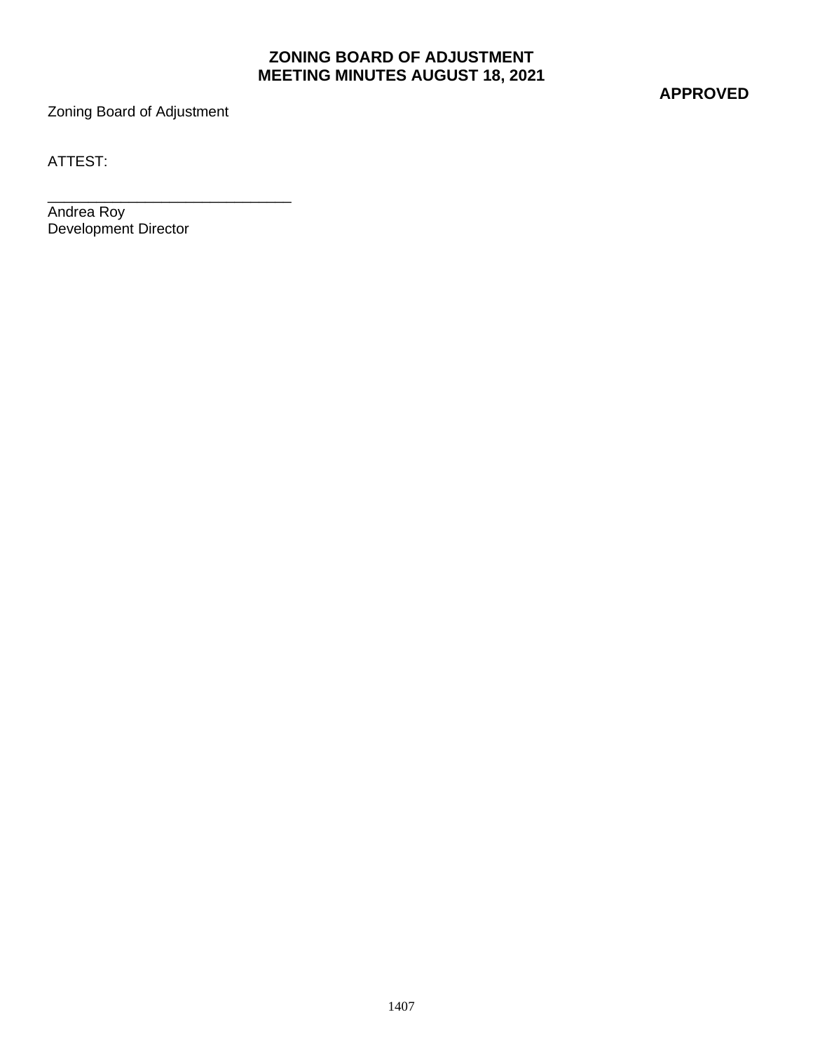**ZONING BOARD OF ADJUSTMENT**
**MEETING MINUTES AUGUST 18, 2021**

**APPROVED**

Zoning Board of Adjustment

ATTEST:

______________________________
Andrea Roy
Development Director